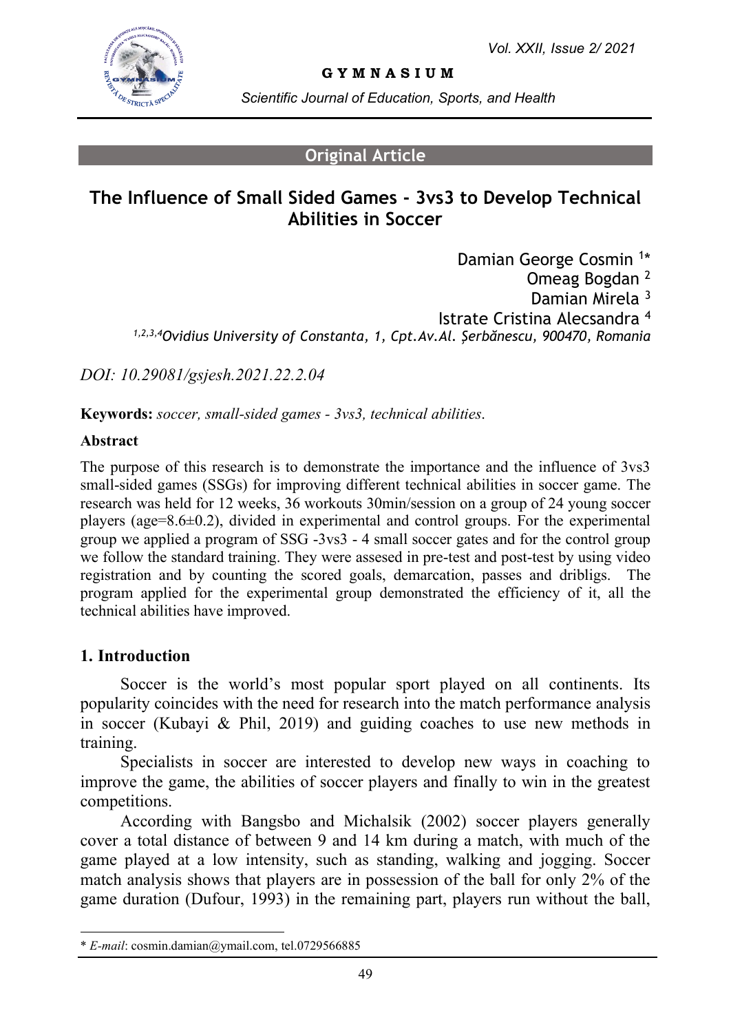Original Article

# The Influence of Small Sided Games - 3vs3 to Develop Technical Abilities in Soccer

Damian George Cosmin [1]*
Omeag Bogdan [2]
Damian Mirela [3]
Istrate Cristina Alecsandra [4]

[1,2,3,4] *Ovidius University of Constanta, 1, Cpt.Av.Al. Șerbănescu, 900470, Romania*

*DOI: 10.29081/gsjesh.2021.22.2.04*

**Keywords:** *soccer, small-sided games - 3vs3, technical abilities.*

**Abstract**

The purpose of this research is to demonstrate the importance and the influence of 3vs3 small-sided games (SSGs) for improving different technical abilities in soccer game. The research was held for 12 weeks, 36 workouts 30min/session on a group of 24 young soccer players (age=8.6±0.2), divided in experimental and control groups. For the experimental group we applied a program of SSG -3vs3 - 4 small soccer gates and for the control group we follow the standard training. They were assesed in pre-test and post-test by using video registration and by counting the scored goals, demarcation, passes and dribligs. The program applied for the experimental group demonstrated the efficiency of it, all the technical abilities have improved.

## 1. Introduction

Soccer is the world's most popular sport played on all continents. Its popularity coincides with the need for research into the match performance analysis in soccer (Kubayi & Phil, 2019) and guiding coaches to use new methods in training.

Specialists in soccer are interested to develop new ways in coaching to improve the game, the abilities of soccer players and finally to win in the greatest competitions.

According with Bangsbo and Michalsik (2002) soccer players generally cover a total distance of between 9 and 14 km during a match, with much of the game played at a low intensity, such as standing, walking and jogging. Soccer match analysis shows that players are in possession of the ball for only 2% of the game duration (Dufour, 1993) in the remaining part, players run without the ball,

---

\* *E-mail*: cosmin.damian@ymail.com, tel.0729566885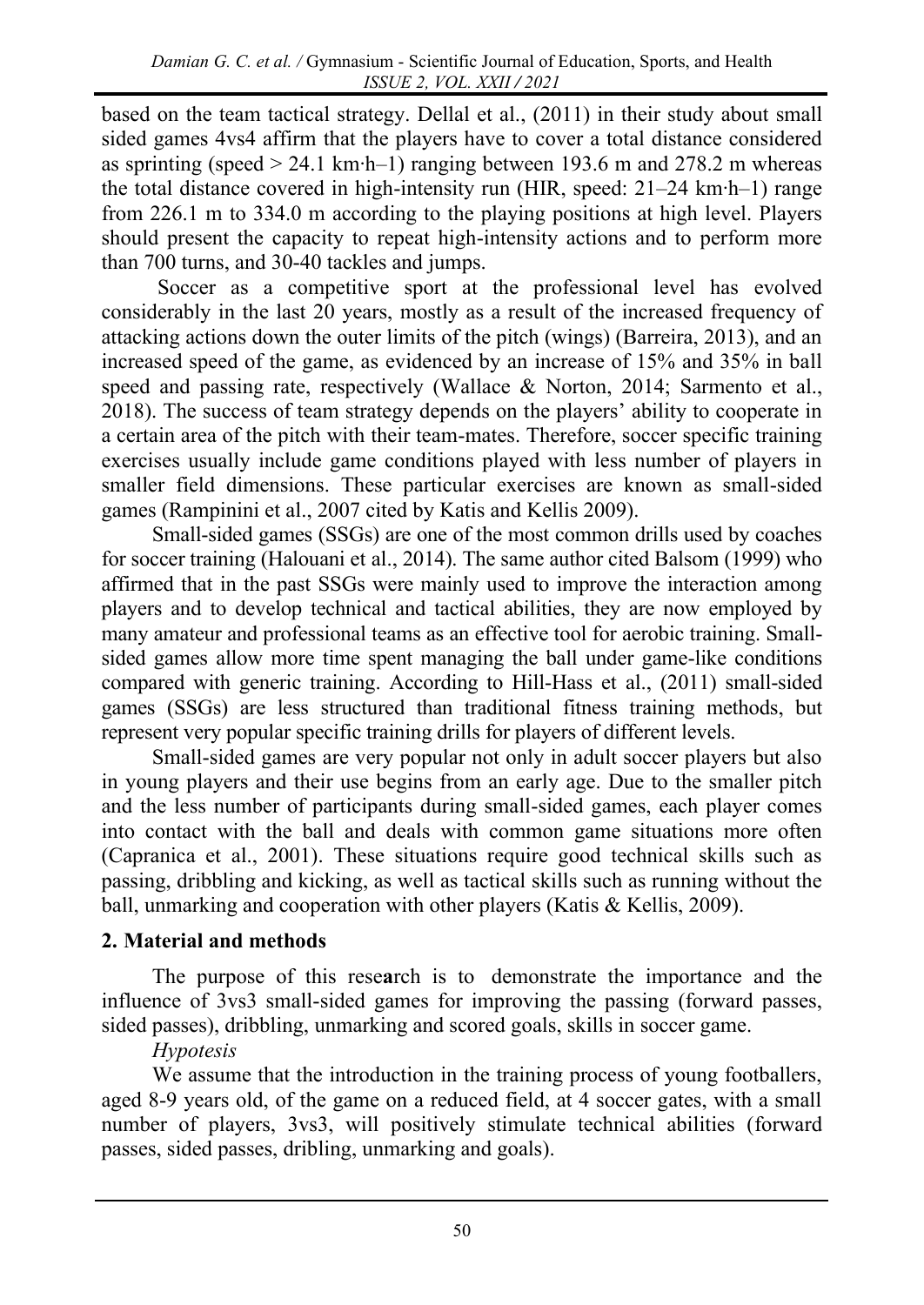based on the team tactical strategy. Dellal et al., (2011) in their study about small sided games 4vs4 affirm that the players have to cover a total distance considered as sprinting (speed > 24.1 km·h–1) ranging between 193.6 m and 278.2 m whereas the total distance covered in high-intensity run (HIR, speed: 21–24 km·h–1) range from 226.1 m to 334.0 m according to the playing positions at high level. Players should present the capacity to repeat high-intensity actions and to perform more than 700 turns, and 30-40 tackles and jumps.

Soccer as a competitive sport at the professional level has evolved considerably in the last 20 years, mostly as a result of the increased frequency of attacking actions down the outer limits of the pitch (wings) (Barreira, 2013), and an increased speed of the game, as evidenced by an increase of 15% and 35% in ball speed and passing rate, respectively (Wallace & Norton, 2014; Sarmento et al., 2018). The success of team strategy depends on the players' ability to cooperate in a certain area of the pitch with their team-mates. Therefore, soccer specific training exercises usually include game conditions played with less number of players in smaller field dimensions. These particular exercises are known as small-sided games (Rampinini et al., 2007 cited by Katis and Kellis 2009).

Small-sided games (SSGs) are one of the most common drills used by coaches for soccer training (Halouani et al., 2014). The same author cited Balsom (1999) who affirmed that in the past SSGs were mainly used to improve the interaction among players and to develop technical and tactical abilities, they are now employed by many amateur and professional teams as an effective tool for aerobic training. Small-sided games allow more time spent managing the ball under game-like conditions compared with generic training. According to Hill-Hass et al., (2011) small-sided games (SSGs) are less structured than traditional fitness training methods, but represent very popular specific training drills for players of different levels.

Small-sided games are very popular not only in adult soccer players but also in young players and their use begins from an early age. Due to the smaller pitch and the less number of participants during small-sided games, each player comes into contact with the ball and deals with common game situations more often (Capranica et al., 2001). These situations require good technical skills such as passing, dribbling and kicking, as well as tactical skills such as running without the ball, unmarking and cooperation with other players (Katis & Kellis, 2009).

## 2. Material and methods

The purpose of this research is to demonstrate the importance and the influence of 3vs3 small-sided games for improving the passing (forward passes, sided passes), dribbling, unmarking and scored goals, skills in soccer game.

*Hypotesis*

We assume that the introduction in the training process of young footballers, aged 8-9 years old, of the game on a reduced field, at 4 soccer gates, with a small number of players, 3vs3, will positively stimulate technical abilities (forward passes, sided passes, dribling, unmarking and goals).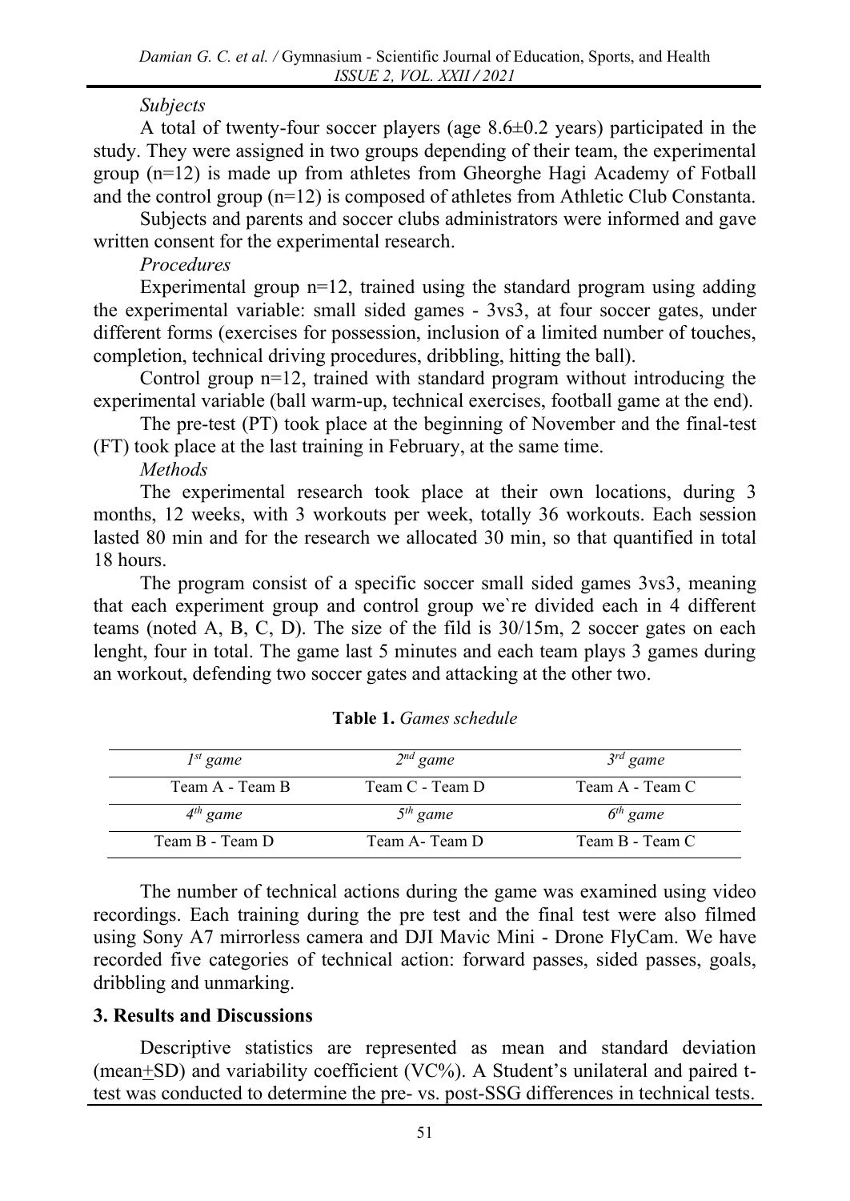*Subjects*

A total of twenty-four soccer players (age 8.6±0.2 years) participated in the study. They were assigned in two groups depending of their team, the experimental group (n=12) is made up from athletes from Gheorghe Hagi Academy of Fotball and the control group (n=12) is composed of athletes from Athletic Club Constanta.

Subjects and parents and soccer clubs administrators were informed and gave written consent for the experimental research.

*Procedures*

Experimental group n=12, trained using the standard program using adding the experimental variable: small sided games - 3vs3, at four soccer gates, under different forms (exercises for possession, inclusion of a limited number of touches, completion, technical driving procedures, dribbling, hitting the ball).

Control group n=12, trained with standard program without introducing the experimental variable (ball warm-up, technical exercises, football game at the end).

The pre-test (PT) took place at the beginning of November and the final-test (FT) took place at the last training in February, at the same time.

*Methods*

The experimental research took place at their own locations, during 3 months, 12 weeks, with 3 workouts per week, totally 36 workouts. Each session lasted 80 min and for the research we allocated 30 min, so that quantified in total 18 hours.

The program consist of a specific soccer small sided games 3vs3, meaning that each experiment group and control group we`re divided each in 4 different teams (noted A, B, C, D). The size of the fild is 30/15m, 2 soccer gates on each lenght, four in total. The game last 5 minutes and each team plays 3 games during an workout, defending two soccer gates and attacking at the other two.

**Table 1.** *Games schedule*

| *1st game* | *2nd game* | *3rd game* |
|---|---|---|
| Team A - Team B | Team C - Team D | Team A - Team C |
| *4th game* | *5th game* | *6th game* |
| Team B - Team D | Team A- Team D | Team B - Team C |

The number of technical actions during the game was examined using video recordings. Each training during the pre test and the final test were also filmed using Sony A7 mirrorless camera and DJI Mavic Mini - Drone FlyCam. We have recorded five categories of technical action: forward passes, sided passes, goals, dribbling and unmarking.

## 3. Results and Discussions

Descriptive statistics are represented as mean and standard deviation (mean±SD) and variability coefficient (VC%). A Student's unilateral and paired t-test was conducted to determine the pre- vs. post-SSG differences in technical tests.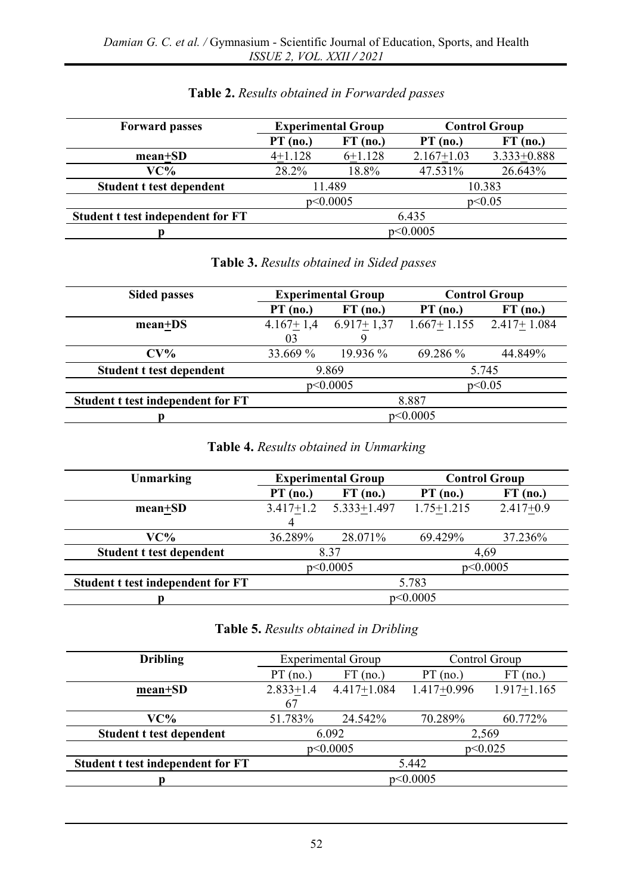**Table 2.** *Results obtained in Forwarded passes*

| Forward passes | Experimental Group | | Control Group | |
|---|---|---|---|---|
| | PT (no.) | FT (no.) | PT (no.) | FT (no.) |
| mean±SD | 4±1.128 | 6±1.128 | 2.167±1.03 | 3.333±0.888 |
| VC% | 28.2% | 18.8% | 47.531% | 26.643% |
| Student t test dependent | 11.489 | | 10.383 | |
| | p<0.0005 | | p<0.05 | |
| Student t test independent for FT | 6.435 | | | |
| p | p<0.0005 | | | |

**Table 3.** *Results obtained in Sided passes*

| Sided passes | Experimental Group | | Control Group | |
|---|---|---|---|---|
| | PT (no.) | FT (no.) | PT (no.) | FT (no.) |
| mean±DS | 4.167± 1,403 | 6.917± 1,379 | 1.667± 1.155 | 2.417± 1.084 |
| CV% | 33.669 % | 19.936 % | 69.286 % | 44.849% |
| Student t test dependent | 9.869 | | 5.745 | |
| | p<0.0005 | | p<0.05 | |
| Student t test independent for FT | 8.887 | | | |
| p | p<0.0005 | | | |

**Table 4.** *Results obtained in Unmarking*

| Unmarking | Experimental Group | | Control Group | |
|---|---|---|---|---|
| | PT (no.) | FT (no.) | PT (no.) | FT (no.) |
| mean±SD | 3.417±1.24 | 5.333±1.497 | 1.75±1.215 | 2.417±0.9 |
| VC% | 36.289% | 28.071% | 69.429% | 37.236% |
| Student t test dependent | 8.37 | | 4,69 | |
| | p<0.0005 | | p<0.0005 | |
| Student t test independent for FT | 5.783 | | | |
| p | p<0.0005 | | | |

**Table 5.** *Results obtained in Dribling*

| Dribling | Experimental Group | | Control Group | |
|---|---|---|---|---|
| | PT (no.) | FT (no.) | PT (no.) | FT (no.) |
| mean±SD | 2.833±1.467 | 4.417±1.084 | 1.417±0.996 | 1.917±1.165 |
| VC% | 51.783% | 24.542% | 70.289% | 60.772% |
| Student t test dependent | 6.092 | | 2,569 | |
| | p<0.0005 | | p<0.025 | |
| Student t test independent for FT | 5.442 | | | |
| p | p<0.0005 | | | |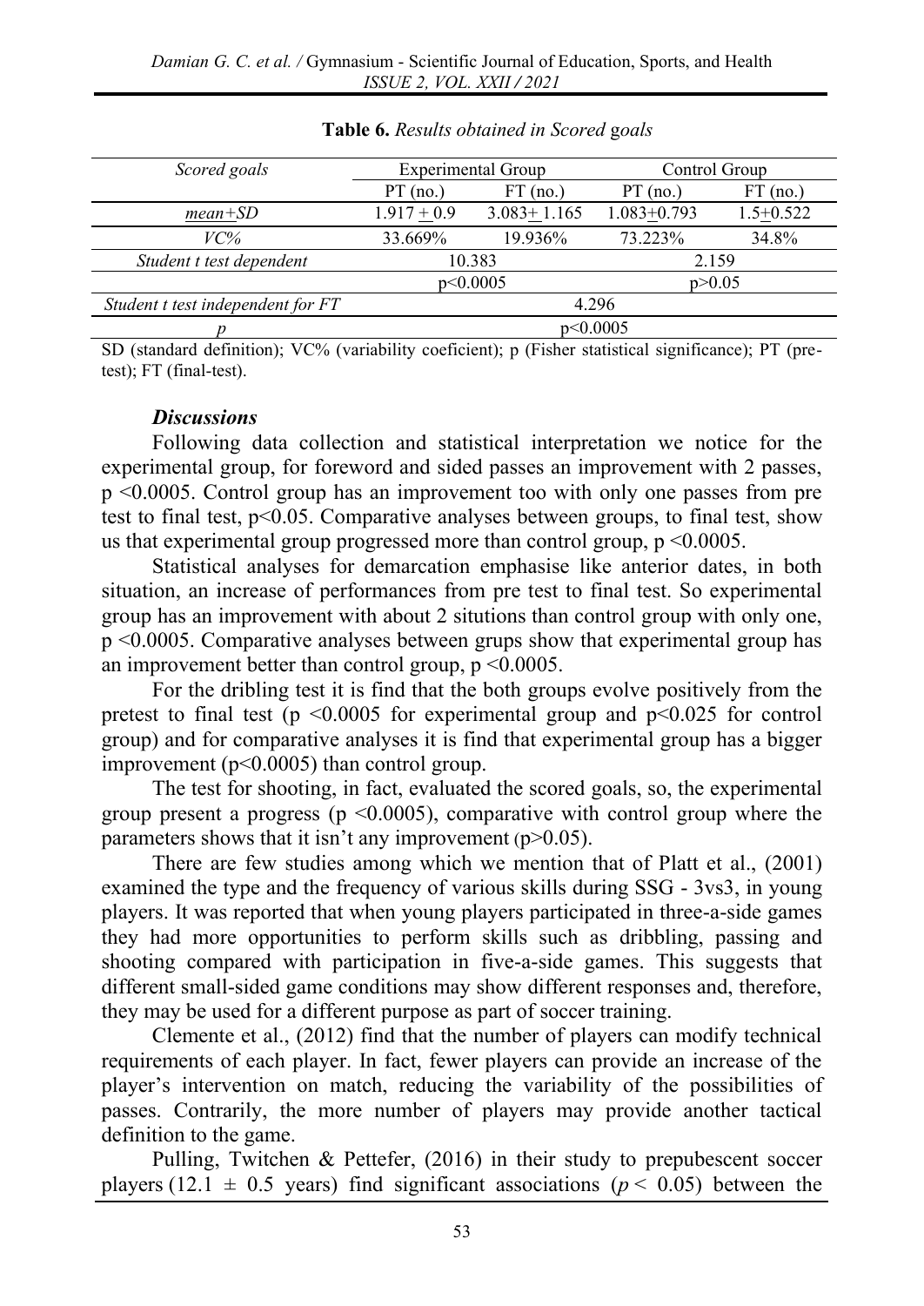**Table 6.** *Results obtained in Scored goals*

| *Scored goals* | Experimental Group | | Control Group | |
|---|---|---|---|---|
| | PT (no.) | FT (no.) | PT (no.) | FT (no.) |
| *mean+SD* | 1.917 + 0.9 | 3.083+ 1.165 | 1.083+0.793 | 1.5+0.522 |
| *VC%* | 33.669% | 19.936% | 73.223% | 34.8% |
| *Student t test dependent* | 10.383 | | 2.159 | |
| | p<0.0005 | | p>0.05 | |
| *Student t test independent for FT* | 4.296 | | | |
| *p* | p<0.0005 | | | |

SD (standard definition); VC% (variability coeficient); p (Fisher statistical significance); PT (pre-test); FT (final-test).

### *Discussions*

Following data collection and statistical interpretation we notice for the experimental group, for foreword and sided passes an improvement with 2 passes, $p < 0.0005$. Control group has an improvement too with only one passes from pre test to final test, $p < 0.05$. Comparative analyses between groups, to final test, show us that experimental group progressed more than control group, $p < 0.0005$.

Statistical analyses for demarcation emphasise like anterior dates, in both situation, an increase of performances from pre test to final test. So experimental group has an improvement with about 2 situtions than control group with only one, $p < 0.0005$. Comparative analyses between grups show that experimental group has an improvement better than control group, $p < 0.0005$.

For the dribling test it is find that the both groups evolve positively from the pretest to final test ($p < 0.0005$ for experimental group and $p < 0.025$ for control group) and for comparative analyses it is find that experimental group has a bigger improvement ($p < 0.0005$) than control group.

The test for shooting, in fact, evaluated the scored goals, so, the experimental group present a progress ($p < 0.0005$), comparative with control group where the parameters shows that it isn't any improvement ($p > 0.05$).

There are few studies among which we mention that of Platt et al., (2001) examined the type and the frequency of various skills during SSG - 3vs3, in young players. It was reported that when young players participated in three-a-side games they had more opportunities to perform skills such as dribbling, passing and shooting compared with participation in five-a-side games. This suggests that different small-sided game conditions may show different responses and, therefore, they may be used for a different purpose as part of soccer training.

Clemente et al., (2012) find that the number of players can modify technical requirements of each player. In fact, fewer players can provide an increase of the player's intervention on match, reducing the variability of the possibilities of passes. Contrarily, the more number of players may provide another tactical definition to the game.

Pulling, Twitchen & Pettefer, (2016) in their study to prepubescent soccer players ($12.1 \pm 0.5$ years) find significant associations ($p < 0.05$) between the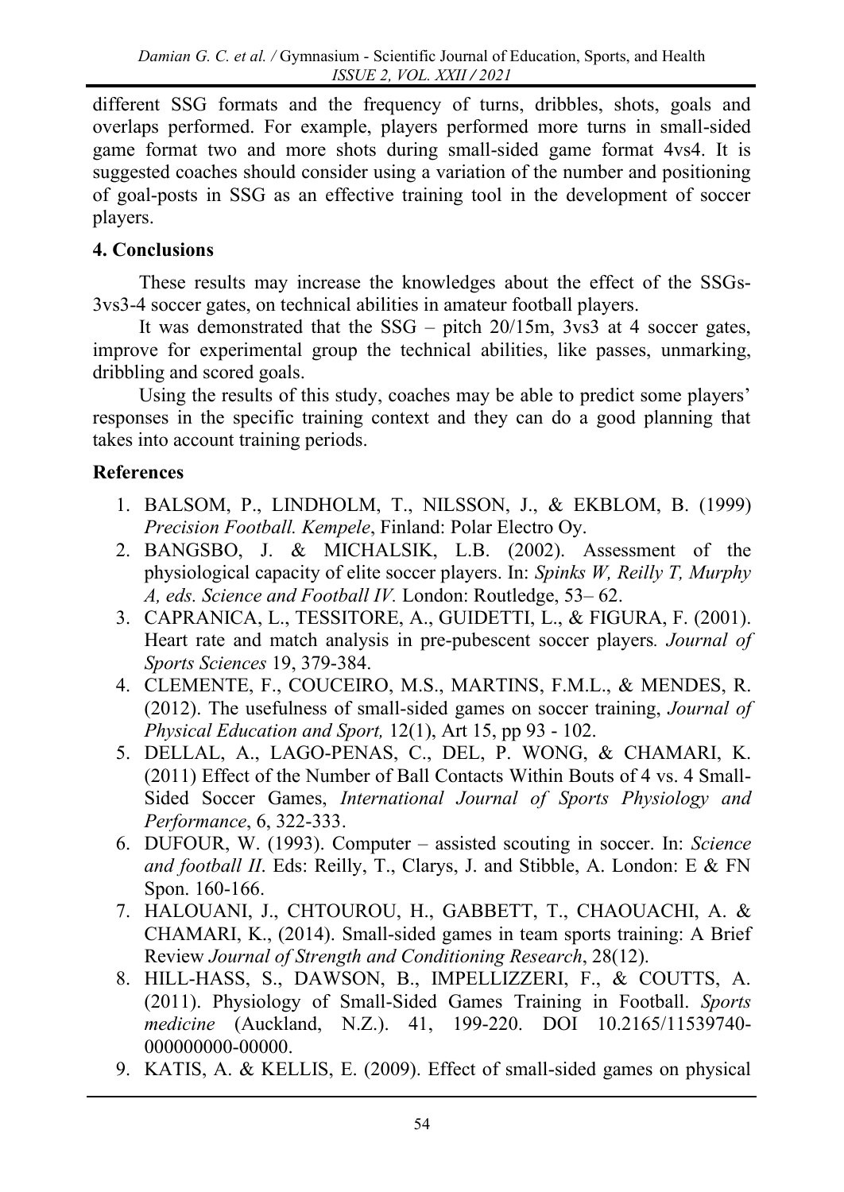different SSG formats and the frequency of turns, dribbles, shots, goals and overlaps performed. For example, players performed more turns in small-sided game format two and more shots during small-sided game format 4vs4. It is suggested coaches should consider using a variation of the number and positioning of goal-posts in SSG as an effective training tool in the development of soccer players.

## 4. Conclusions

These results may increase the knowledges about the effect of the SSGs-3vs3-4 soccer gates, on technical abilities in amateur football players.

It was demonstrated that the SSG – pitch 20/15m, 3vs3 at 4 soccer gates, improve for experimental group the technical abilities, like passes, unmarking, dribbling and scored goals.

Using the results of this study, coaches may be able to predict some players' responses in the specific training context and they can do a good planning that takes into account training periods.

## References

1. BALSOM, P., LINDHOLM, T., NILSSON, J., & EKBLOM, B. (1999) *Precision Football. Kempele*, Finland: Polar Electro Oy.
2. BANGSBO, J. & MICHALSIK, L.B. (2002). Assessment of the physiological capacity of elite soccer players. In: *Spinks W, Reilly T, Murphy A, eds. Science and Football IV.* London: Routledge, 53– 62.
3. CAPRANICA, L., TESSITORE, A., GUIDETTI, L., & FIGURA, F. (2001). Heart rate and match analysis in pre-pubescent soccer players*. Journal of Sports Sciences* 19, 379-384.
4. CLEMENTE, F., COUCEIRO, M.S., MARTINS, F.M.L., & MENDES, R. (2012). The usefulness of small-sided games on soccer training, *Journal of Physical Education and Sport,* 12(1), Art 15, pp 93 - 102.
5. DELLAL, A., LAGO-PENAS, C., DEL, P. WONG, & CHAMARI, K. (2011) Effect of the Number of Ball Contacts Within Bouts of 4 vs. 4 Small-Sided Soccer Games, *International Journal of Sports Physiology and Performance*, 6, 322-333.
6. DUFOUR, W. (1993). Computer – assisted scouting in soccer. In: *Science and football II*. Eds: Reilly, T., Clarys, J. and Stibble, A. London: E & FN Spon. 160-166.
7. HALOUANI, J., CHTOUROU, H., GABBETT, T., CHAOUACHI, A. & CHAMARI, K., (2014). Small-sided games in team sports training: A Brief Review *Journal of Strength and Conditioning Research*, 28(12).
8. HILL-HASS, S., DAWSON, B., IMPELLIZZERI, F., & COUTTS, A. (2011). Physiology of Small-Sided Games Training in Football. *Sports medicine* (Auckland, N.Z.). 41, 199-220. DOI 10.2165/11539740-000000000-00000.
9. KATIS, A. & KELLIS, E. (2009). Effect of small-sided games on physical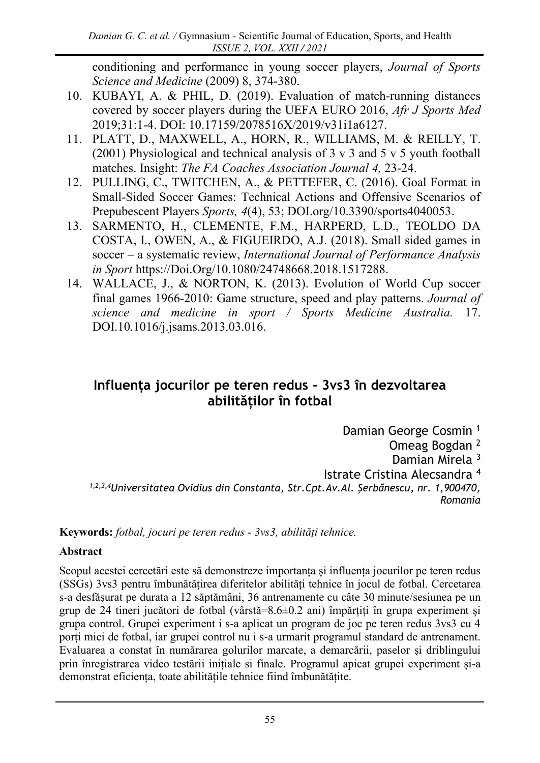conditioning and performance in young soccer players, *Journal of Sports Science and Medicine* (2009) 8, 374-380.

10. KUBAYI, A. & PHIL, D. (2019). Evaluation of match-running distances covered by soccer players during the UEFA EURO 2016, *Afr J Sports Med* 2019;31:1-4. DOI: 10.17159/2078516X/2019/v31i1a6127.
11. PLATT, D., MAXWELL, A., HORN, R., WILLIAMS, M. & REILLY, T. (2001) Physiological and technical analysis of 3 v 3 and 5 v 5 youth football matches. Insight: *The FA Coaches Association Journal 4,* 23-24.
12. PULLING, C., TWITCHEN, A., & PETTEFER, C. (2016). Goal Format in Small-Sided Soccer Games: Technical Actions and Offensive Scenarios of Prepubescent Players *Sports, 4*(4), 53; DOI.org/10.3390/sports4040053.
13. SARMENTO, H., CLEMENTE, F.M., HARPERD, L.D., TEOLDO DA COSTA, I., OWEN, A., & FIGUEIRDO, A.J. (2018). Small sided games in soccer – a systematic review, *International Journal of Performance Analysis in Sport* https://Doi.Org/10.1080/24748668.2018.1517288.
14. WALLACE, J., & NORTON, K. (2013). Evolution of World Cup soccer final games 1966-2010: Game structure, speed and play patterns. *Journal of science and medicine in sport / Sports Medicine Australia.* 17. DOI.10.1016/j.jsams.2013.03.016.

# Influența jocurilor pe teren redus - 3vs3 în dezvoltarea abilităților în fotbal

Damian George Cosmin [1]
Omeag Bogdan [2]
Damian Mirela [3]
Istrate Cristina Alecsandra [4]

[1,2,3,4] *Universitatea Ovidius din Constanta, Str.Cpt.Av.Al. Șerbănescu, nr. 1,900470, Romania*

**Keywords:** *fotbal, jocuri pe teren redus - 3vs3, abilități tehnice.*

**Abstract**

Scopul acestei cercetări este să demonstreze importanța și influența jocurilor pe teren redus (SSGs) 3vs3 pentru îmbunătățirea diferitelor abilități tehnice în jocul de fotbal. Cercetarea s-a desfășurat pe durata a 12 săptămâni, 36 antrenamente cu câte 30 minute/sesiunea pe un grup de 24 tineri jucători de fotbal (vârstă=8.6±0.2 ani) împărțiți în grupa experiment și grupa control. Grupei experiment i s-a aplicat un program de joc pe teren redus 3vs3 cu 4 porți mici de fotbal, iar grupei control nu i s-a urmarit programul standard de antrenament. Evaluarea a constat în numărarea golurilor marcate, a demarcării, paselor și driblingului prin înregistrarea video testării inițiale si finale. Programul apicat grupei experiment și-a demonstrat eficiența, toate abilitățile tehnice fiind îmbunătățite.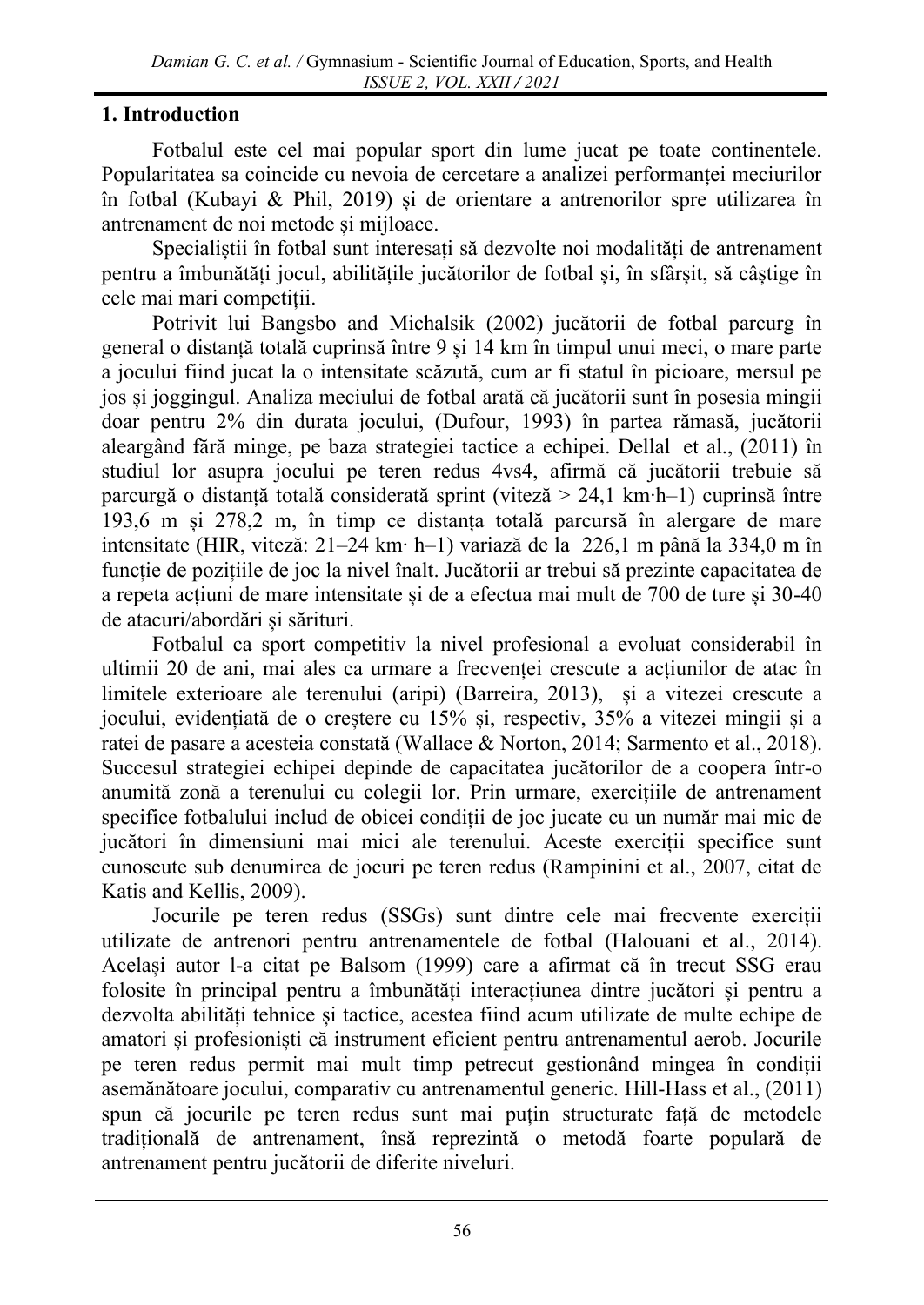## 1. Introduction

Fotbalul este cel mai popular sport din lume jucat pe toate continentele. Popularitatea sa coincide cu nevoia de cercetare a analizei performanței meciurilor în fotbal (Kubayi & Phil, 2019) și de orientare a antrenorilor spre utilizarea în antrenament de noi metode și mijloace.

Specialiștii în fotbal sunt interesați să dezvolte noi modalități de antrenament pentru a îmbunătăți jocul, abilitățile jucătorilor de fotbal și, în sfârșit, să câștige în cele mai mari competiții.

Potrivit lui Bangsbo and Michalsik (2002) jucătorii de fotbal parcurg în general o distanță totală cuprinsă între 9 și 14 km în timpul unui meci, o mare parte a jocului fiind jucat la o intensitate scăzută, cum ar fi statul în picioare, mersul pe jos și joggingul. Analiza meciului de fotbal arată că jucătorii sunt în posesia mingii doar pentru 2% din durata jocului, (Dufour, 1993) în partea rămasă, jucătorii alergând fără minge, pe baza strategiei tactice a echipei. Dellal et al., (2011) în studiul lor asupra jocului pe teren redus 4vs4, afirmă că jucătorii trebuie să parcurgă o distanță totală considerată sprint (viteză > 24,1 km·h–1) cuprinsă între 193,6 m și 278,2 m, în timp ce distanța totală parcursă în alergare de mare intensitate (HIR, viteză: 21–24 km· h–1) variază de la 226,1 m până la 334,0 m în funcție de pozițiile de joc la nivel înalt. Jucătorii ar trebui să prezinte capacitatea de a repeta acțiuni de mare intensitate și de a efectua mai mult de 700 de ture și 30-40 de atacuri/abordări și sărituri.

Fotbalul ca sport competitiv la nivel profesional a evoluat considerabil în ultimii 20 de ani, mai ales ca urmare a frecvenței crescute a acțiunilor de atac în limitele exterioare ale terenului (aripi) (Barreira, 2013), și a vitezei crescute a jocului, evidențiată de o creștere cu 15% și, respectiv, 35% a vitezei mingii și a ratei de pasare a acesteia constată (Wallace & Norton, 2014; Sarmento et al., 2018). Succesul strategiei echipei depinde de capacitatea jucătorilor de a coopera într-o anumită zonă a terenului cu colegii lor. Prin urmare, exercițiile de antrenament specifice fotbalului includ de obicei condiții de joc jucate cu un număr mai mic de jucători în dimensiuni mai mici ale terenului. Aceste exerciții specifice sunt cunoscute sub denumirea de jocuri pe teren redus (Rampinini et al., 2007, citat de Katis and Kellis, 2009).

Jocurile pe teren redus (SSGs) sunt dintre cele mai frecvente exerciții utilizate de antrenori pentru antrenamentele de fotbal (Halouani et al., 2014). Același autor l-a citat pe Balsom (1999) care a afirmat că în trecut SSG erau folosite în principal pentru a îmbunătăți interacțiunea dintre jucători și pentru a dezvolta abilități tehnice și tactice, acestea fiind acum utilizate de multe echipe de amatori și profesioniști că instrument eficient pentru antrenamentul aerob. Jocurile pe teren redus permit mai mult timp petrecut gestionând mingea în condiții asemănătoare jocului, comparativ cu antrenamentul generic. Hill-Hass et al., (2011) spun că jocurile pe teren redus sunt mai puțin structurate față de metodele tradițională de antrenament, însă reprezintă o metodă foarte populară de antrenament pentru jucătorii de diferite niveluri.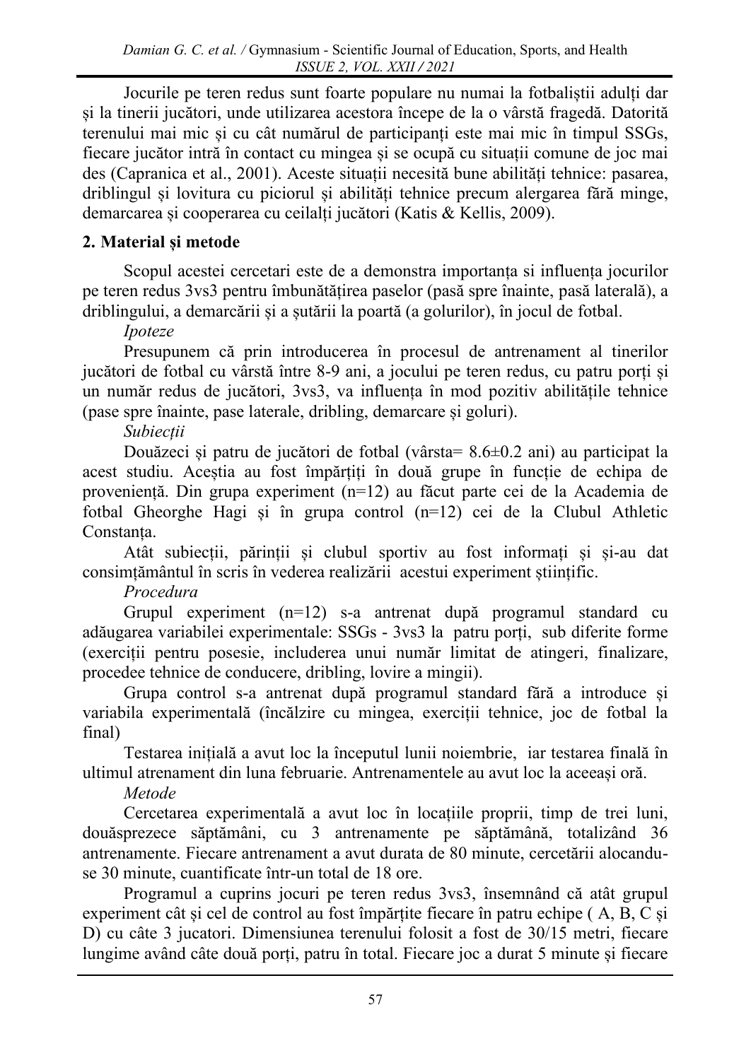Jocurile pe teren redus sunt foarte populare nu numai la fotbaliștii adulți dar și la tinerii jucători, unde utilizarea acestora începe de la o vârstă fragedă. Datorită terenului mai mic și cu cât numărul de participanți este mai mic în timpul SSGs, fiecare jucător intră în contact cu mingea și se ocupă cu situații comune de joc mai des (Capranica et al., 2001). Aceste situații necesită bune abilități tehnice: pasarea, driblingul și lovitura cu piciorul și abilități tehnice precum alergarea fără minge, demarcarea și cooperarea cu ceilalți jucători (Katis & Kellis, 2009).

## 2. Material și metode

Scopul acestei cercetari este de a demonstra importanța si influența jocurilor pe teren redus 3vs3 pentru îmbunătățirea paselor (pasă spre înainte, pasă laterală), a driblingului, a demarcării și a șutării la poartă (a golurilor), în jocul de fotbal.

*Ipoteze*

Presupunem că prin introducerea în procesul de antrenament al tinerilor jucători de fotbal cu vârstă între 8-9 ani, a jocului pe teren redus, cu patru porți și un număr redus de jucători, 3vs3, va influența în mod pozitiv abilitățile tehnice (pase spre înainte, pase laterale, dribling, demarcare și goluri).

*Subiecții*

Douăzeci și patru de jucători de fotbal (vârsta= 8.6±0.2 ani) au participat la acest studiu. Aceștia au fost împărțiți în două grupe în funcție de echipa de proveniență. Din grupa experiment (n=12) au făcut parte cei de la Academia de fotbal Gheorghe Hagi și în grupa control (n=12) cei de la Clubul Athletic Constanța.

Atât subiecții, părinții și clubul sportiv au fost informați și și-au dat consimțământul în scris în vederea realizării acestui experiment științific.

*Procedura*

Grupul experiment (n=12) s-a antrenat după programul standard cu adăugarea variabilei experimentale: SSGs - 3vs3 la patru porți, sub diferite forme (exerciții pentru posesie, includerea unui număr limitat de atingeri, finalizare, procedee tehnice de conducere, dribling, lovire a mingii).

Grupa control s-a antrenat după programul standard fără a introduce și variabila experimentală (încălzire cu mingea, exerciții tehnice, joc de fotbal la final)

Testarea inițială a avut loc la începutul lunii noiembrie, iar testarea finală în ultimul atrenament din luna februarie. Antrenamentele au avut loc la aceeași oră.

*Metode*

Cercetarea experimentală a avut loc în locațiile proprii, timp de trei luni, douăsprezece săptămâni, cu 3 antrenamente pe săptămână, totalizând 36 antrenamente. Fiecare antrenament a avut durata de 80 minute, cercetării alocandu-se 30 minute, cuantificate într-un total de 18 ore.

Programul a cuprins jocuri pe teren redus 3vs3, însemnând că atât grupul experiment cât și cel de control au fost împărțite fiecare în patru echipe ( A, B, C și D) cu câte 3 jucatori. Dimensiunea terenului folosit a fost de 30/15 metri, fiecare lungime având câte două porți, patru în total. Fiecare joc a durat 5 minute și fiecare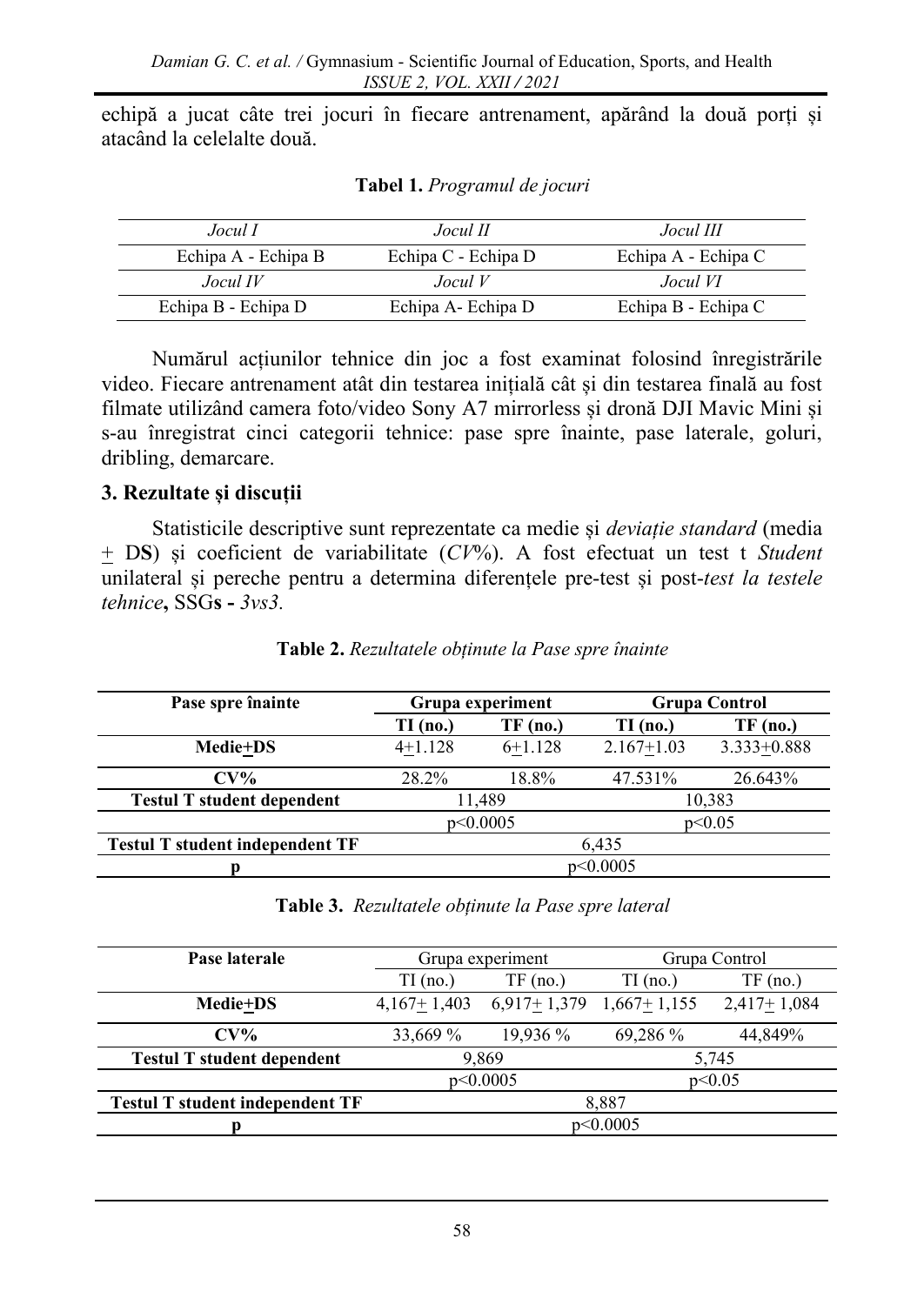echipă a jucat câte trei jocuri în fiecare antrenament, apărând la două porți și atacând la celelalte două.

**Tabel 1.** *Programul de jocuri*

| *Jocul I* | *Jocul II* | *Jocul III* |
|---|---|---|
| Echipa A - Echipa B | Echipa C - Echipa D | Echipa A - Echipa C |
| *Jocul IV* | *Jocul V* | *Jocul VI* |
| Echipa B - Echipa D | Echipa A- Echipa D | Echipa B - Echipa C |

Numărul acțiunilor tehnice din joc a fost examinat folosind înregistrările video. Fiecare antrenament atât din testarea inițială cât și din testarea finală au fost filmate utilizând camera foto/video Sony A7 mirrorless și dronă DJI Mavic Mini și s-au înregistrat cinci categorii tehnice: pase spre înainte, pase laterale, goluri, dribling, demarcare.

## 3. Rezultate și discuții

Statisticile descriptive sunt reprezentate ca medie și *deviație standard* (media ± D**S**) și coeficient de variabilitate (*CV*%). A fost efectuat un test t *Student* unilateral și pereche pentru a determina diferențele pre-test și post-*test la testele tehnice***,** SSG**s -** *3vs3.*

**Table 2.** *Rezultatele obținute la Pase spre înainte*

| **Pase spre înainte** | **Grupa experiment** | | **Grupa Control** | |
|---|---|---|---|---|
| | **TI (no.)** | **TF (no.)** | **TI (no.)** | **TF (no.)** |
| **Medie±DS** | 4±1.128 | 6±1.128 | 2.167±1.03 | 3.333±0.888 |
| **CV%** | 28.2% | 18.8% | 47.531% | 26.643% |
| **Testul T student dependent** | 11,489 | | 10,383 | |
| | p<0.0005 | | p<0.05 | |
| **Testul T student independent TF** | 6,435 | | | |
| **p** | p<0.0005 | | | |

**Table 3.** *Rezultatele obținute la Pase spre lateral*

| **Pase laterale** | Grupa experiment | | Grupa Control | |
|---|---|---|---|---|
| | TI (no.) | TF (no.) | TI (no.) | TF (no.) |
| **Medie±DS** | 4,167± 1,403 | 6,917± 1,379 | 1,667± 1,155 | 2,417± 1,084 |
| **CV%** | 33,669 % | 19,936 % | 69,286 % | 44,849% |
| **Testul T student dependent** | 9,869 | | 5,745 | |
| | p<0.0005 | | p<0.05 | |
| **Testul T student independent TF** | 8,887 | | | |
| **p** | p<0.0005 | | | |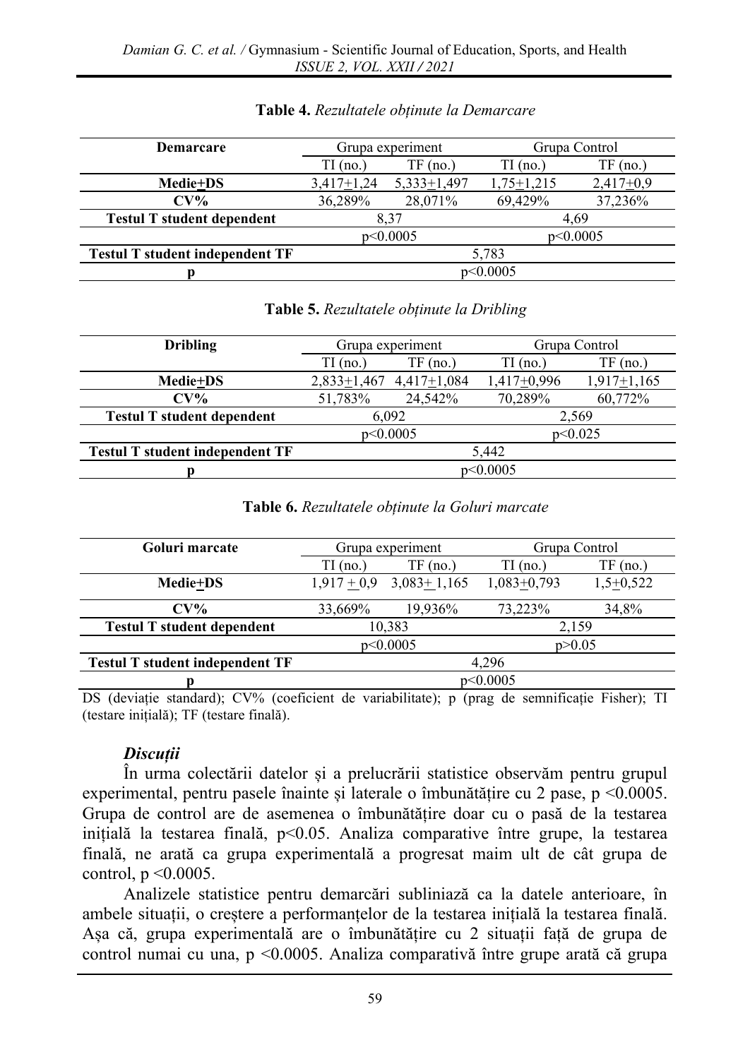**Table 4.** *Rezultatele obținute la Demarcare*

| Demarcare | Grupa experiment | | Grupa Control | |
|---|---|---|---|---|
| | TI (no.) | TF (no.) | TI (no.) | TF (no.) |
| **Medie±DS** | 3,417±1,24 | 5,333±1,497 | 1,75±1,215 | 2,417±0,9 |
| **CV%** | 36,289% | 28,071% | 69,429% | 37,236% |
| **Testul T student dependent** | 8,37 | | 4,69 | |
| | $p<0.0005$ | | $p<0.0005$ | |
| **Testul T student independent TF** | 5,783 | | | |
| **p** | $p<0.0005$ | | | |

**Table 5.** *Rezultatele obținute la Dribling*

| Dribling | Grupa experiment | | Grupa Control | |
|---|---|---|---|---|
| | TI (no.) | TF (no.) | TI (no.) | TF (no.) |
| **Medie±DS** | 2,833±1,467 | 4,417±1,084 | 1,417±0,996 | 1,917±1,165 |
| **CV%** | 51,783% | 24,542% | 70,289% | 60,772% |
| **Testul T student dependent** | 6,092 | | 2,569 | |
| | $p<0.0005$ | | $p<0.025$ | |
| **Testul T student independent TF** | 5,442 | | | |
| **p** | $p<0.0005$ | | | |

**Table 6.** *Rezultatele obținute la Goluri marcate*

| Goluri marcate | Grupa experiment | | Grupa Control | |
|---|---|---|---|---|
| | TI (no.) | TF (no.) | TI (no.) | TF (no.) |
| **Medie±DS** | 1,917 ± 0,9 | 3,083± 1,165 | 1,083±0,793 | 1,5±0,522 |
| **CV%** | 33,669% | 19,936% | 73,223% | 34,8% |
| **Testul T student dependent** | 10,383 | | 2,159 | |
| | $p<0.0005$ | | $p>0.05$ | |
| **Testul T student independent TF** | 4,296 | | | |
| **p** | $p<0.0005$ | | | |

DS (deviație standard); CV% (coeficient de variabilitate); p (prag de semnificație Fisher); TI (testare inițială); TF (testare finală).

### *Discuții*

În urma colectării datelor și a prelucrării statistice observăm pentru grupul experimental, pentru pasele înainte și laterale o îmbunătățire cu 2 pase, $p <0.0005$. Grupa de control are de asemenea o îmbunătățire doar cu o pasă de la testarea inițială la testarea finală, $p<0.05$. Analiza comparative între grupe, la testarea finală, ne arată ca grupa experimentală a progresat maim ult de cât grupa de control, $p <0.0005$.

Analizele statistice pentru demarcări subliniază ca la datele anterioare, în ambele situații, o creștere a performanțelor de la testarea inițială la testarea finală. Așa că, grupa experimentală are o îmbunătățire cu 2 situații față de grupa de control numai cu una, $p <0.0005$. Analiza comparativă între grupe arată că grupa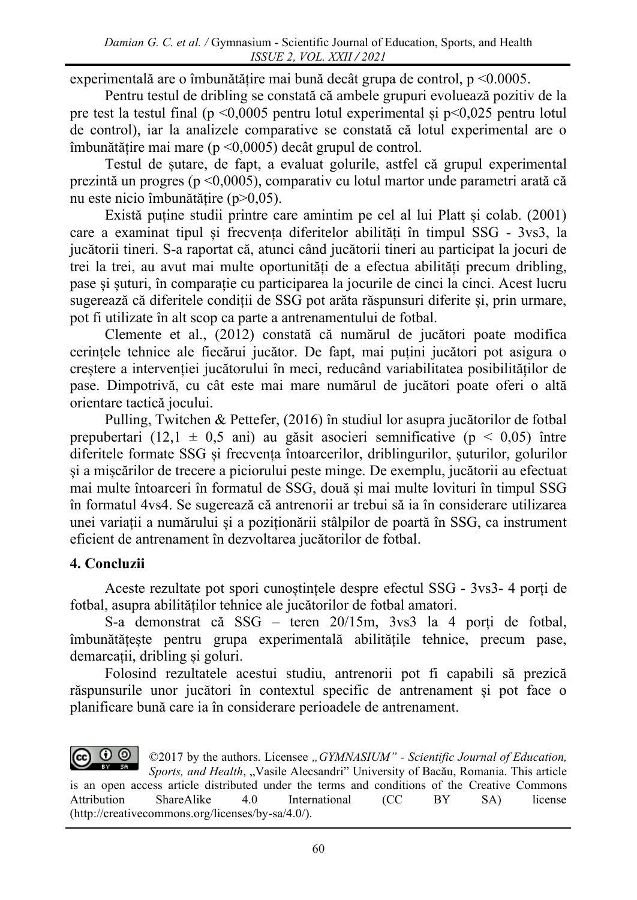experimentală are o îmbunătățire mai bună decât grupa de control, $p < 0.0005$.

Pentru testul de dribling se constată că ambele grupuri evoluează pozitiv de la pre test la testul final ($p < 0,0005$ pentru lotul experimental și $p < 0,025$ pentru lotul de control), iar la analizele comparative se constată că lotul experimental are o îmbunătățire mai mare ($p < 0,0005$) decât grupul de control.

Testul de șutare, de fapt, a evaluat golurile, astfel că grupul experimental prezintă un progres ($p < 0,0005$), comparativ cu lotul martor unde parametri arată că nu este nicio îmbunătățire ($p > 0,05$).

Există puține studii printre care amintim pe cel al lui Platt și colab. (2001) care a examinat tipul și frecvența diferitelor abilități în timpul SSG - 3vs3, la jucătorii tineri. S-a raportat că, atunci când jucătorii tineri au participat la jocuri de trei la trei, au avut mai multe oportunități de a efectua abilități precum dribling, pase și șuturi, în comparație cu participarea la jocurile de cinci la cinci. Acest lucru sugerează că diferitele condiții de SSG pot arăta răspunsuri diferite și, prin urmare, pot fi utilizate în alt scop ca parte a antrenamentului de fotbal.

Clemente et al., (2012) constată că numărul de jucători poate modifica cerințele tehnice ale fiecărui jucător. De fapt, mai puțini jucători pot asigura o creștere a intervenției jucătorului în meci, reducând variabilitatea posibilităților de pase. Dimpotrivă, cu cât este mai mare numărul de jucători poate oferi o altă orientare tactică jocului.

Pulling, Twitchen & Pettefer, (2016) în studiul lor asupra jucătorilor de fotbal prepubertari ($12,1 \pm 0,5$ ani) au găsit asocieri semnificative ($p < 0,05$) între diferitele formate SSG și frecvența întoarcerilor, driblingurilor, șuturilor, golurilor și a mișcărilor de trecere a piciorului peste minge. De exemplu, jucătorii au efectuat mai multe întoarceri în formatul de SSG, două și mai multe lovituri în timpul SSG în formatul 4vs4. Se sugerează că antrenorii ar trebui să ia în considerare utilizarea unei variații a numărului și a poziționării stâlpilor de poartă în SSG, ca instrument eficient de antrenament în dezvoltarea jucătorilor de fotbal.

## 4. Concluzii

Aceste rezultate pot spori cunoștințele despre efectul SSG - 3vs3- 4 porți de fotbal, asupra abilităților tehnice ale jucătorilor de fotbal amatori.

S-a demonstrat că SSG – teren 20/15m, 3vs3 la 4 porți de fotbal, îmbunătățește pentru grupa experimentală abilitățile tehnice, precum pase, demarcații, dribling și goluri.

Folosind rezultatele acestui studiu, antrenorii pot fi capabili să prezică răspunsurile unor jucători în contextul specific de antrenament și pot face o planificare bună care ia în considerare perioadele de antrenament.

©2017 by the authors. Licensee *„GYMNASIUM" - Scientific Journal of Education, Sports, and Health*, „Vasile Alecsandri" University of Bacău, Romania. This article is an open access article distributed under the terms and conditions of the Creative Commons Attribution ShareAlike 4.0 International (CC BY SA) license (http://creativecommons.org/licenses/by-sa/4.0/).